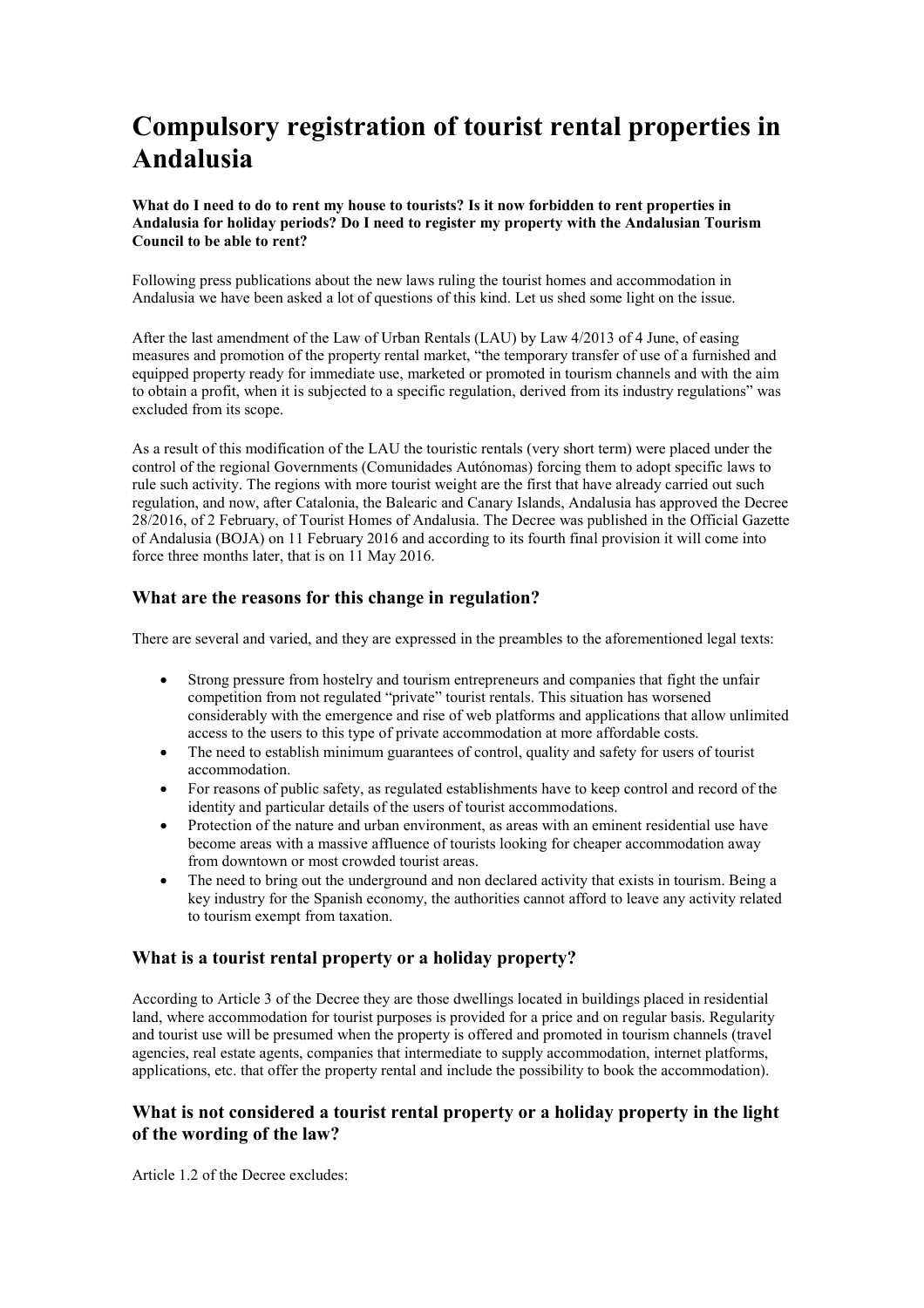# Compulsory registration of tourist rental properties in Andalusia

**What do I need to do to rent my house to tourists? Is it now forbidden to rent properties in Andalusia for holiday periods? Do I need to register my property with the Andalusian Tourism Council to be able to rent?**

Following press publications about the new laws ruling the tourist homes and accommodation in Andalusia we have been asked a lot of questions of this kind. Let us shed some light on the issue.

After the last amendment of the Law of Urban Rentals (LAU) by Law 4/2013 of 4 June, of easing measures and promotion of the property rental market, "the temporary transfer of use of a furnished and equipped property ready for immediate use, marketed or promoted in tourism channels and with the aim to obtain a profit, when it is subjected to a specific regulation, derived from its industry regulations" was excluded from its scope.

As a result of this modification of the LAU the touristic rentals (very short term) were placed under the control of the regional Governments (Comunidades Autónomas) forcing them to adopt specific laws to rule such activity. The regions with more tourist weight are the first that have already carried out such regulation, and now, after Catalonia, the Balearic and Canary Islands, Andalusia has approved the Decree 28/2016, of 2 February, of Tourist Homes of Andalusia. The Decree was published in the Official Gazette of Andalusia (BOJA) on 11 February 2016 and according to its fourth final provision it will come into force three months later, that is on 11 May 2016.

## What are the reasons for this change in regulation?

There are several and varied, and they are expressed in the preambles to the aforementioned legal texts:

- Strong pressure from hostelry and tourism entrepreneurs and companies that fight the unfair competition from not regulated "private" tourist rentals. This situation has worsened considerably with the emergence and rise of web platforms and applications that allow unlimited access to the users to this type of private accommodation at more affordable costs.
- The need to establish minimum guarantees of control, quality and safety for users of tourist accommodation.
- For reasons of public safety, as regulated establishments have to keep control and record of the identity and particular details of the users of tourist accommodations.
- Protection of the nature and urban environment, as areas with an eminent residential use have become areas with a massive affluence of tourists looking for cheaper accommodation away from downtown or most crowded tourist areas.
- The need to bring out the underground and non declared activity that exists in tourism. Being a key industry for the Spanish economy, the authorities cannot afford to leave any activity related to tourism exempt from taxation.

## What is a tourist rental property or a holiday property?

According to Article 3 of the Decree they are those dwellings located in buildings placed in residential land, where accommodation for tourist purposes is provided for a price and on regular basis. Regularity and tourist use will be presumed when the property is offered and promoted in tourism channels (travel agencies, real estate agents, companies that intermediate to supply accommodation, internet platforms, applications, etc. that offer the property rental and include the possibility to book the accommodation).

## What is not considered a tourist rental property or a holiday property in the light of the wording of the law?

Article 1.2 of the Decree excludes: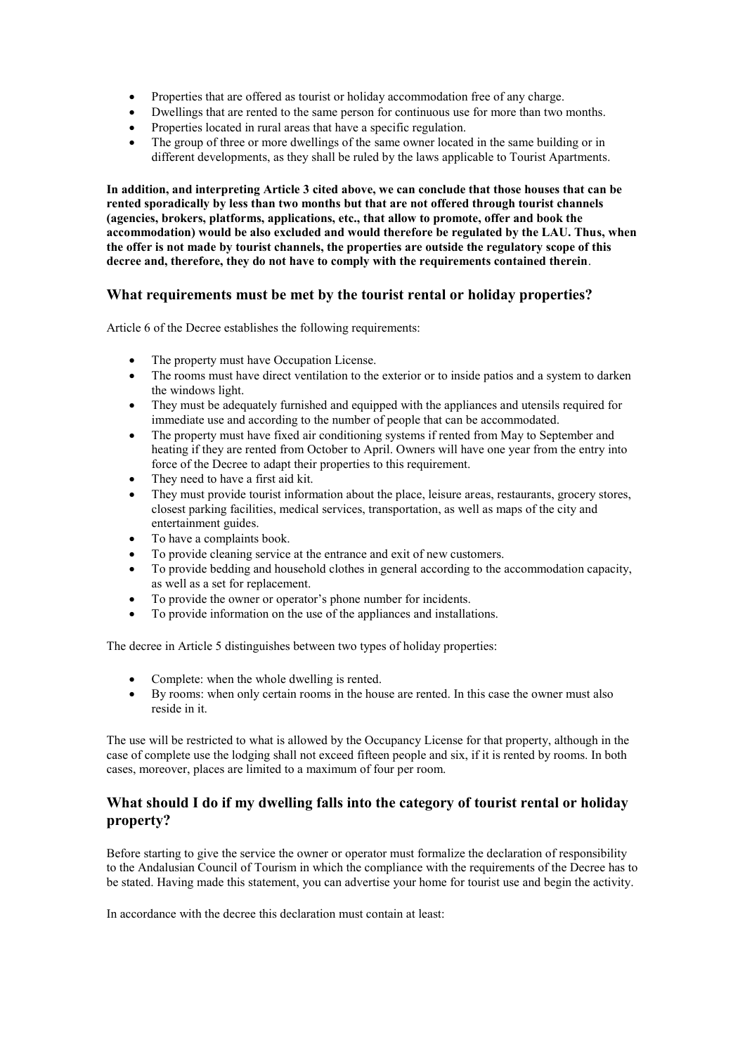- Properties that are offered as tourist or holiday accommodation free of any charge.
- Dwellings that are rented to the same person for continuous use for more than two months.
- Properties located in rural areas that have a specific regulation.
- The group of three or more dwellings of the same owner located in the same building or in different developments, as they shall be ruled by the laws applicable to Tourist Apartments.

**In addition, and interpreting Article 3 cited above, we can conclude that those houses that can be rented sporadically by less than two months but that are not offered through tourist channels (agencies, brokers, platforms, applications, etc., that allow to promote, offer and book the accommodation) would be also excluded and would therefore be regulated by the LAU. Thus, when the offer is not made by tourist channels, the properties are outside the regulatory scope of this decree and, therefore, they do not have to comply with the requirements contained therein**.

## What requirements must be met by the tourist rental or holiday properties?

Article 6 of the Decree establishes the following requirements:

- The property must have Occupation License.
- The rooms must have direct ventilation to the exterior or to inside patios and a system to darken the windows light.
- They must be adequately furnished and equipped with the appliances and utensils required for immediate use and according to the number of people that can be accommodated.
- The property must have fixed air conditioning systems if rented from May to September and heating if they are rented from October to April. Owners will have one year from the entry into force of the Decree to adapt their properties to this requirement.
- They need to have a first aid kit.
- They must provide tourist information about the place, leisure areas, restaurants, grocery stores, closest parking facilities, medical services, transportation, as well as maps of the city and entertainment guides.
- To have a complaints book.
- To provide cleaning service at the entrance and exit of new customers.
- To provide bedding and household clothes in general according to the accommodation capacity, as well as a set for replacement.
- To provide the owner or operator's phone number for incidents.
- To provide information on the use of the appliances and installations.

The decree in Article 5 distinguishes between two types of holiday properties:

- Complete: when the whole dwelling is rented.
- By rooms: when only certain rooms in the house are rented. In this case the owner must also reside in it.

The use will be restricted to what is allowed by the Occupancy License for that property, although in the case of complete use the lodging shall not exceed fifteen people and six, if it is rented by rooms. In both cases, moreover, places are limited to a maximum of four per room.

## What should I do if my dwelling falls into the category of tourist rental or holiday property?

Before starting to give the service the owner or operator must formalize the declaration of responsibility to the Andalusian Council of Tourism in which the compliance with the requirements of the Decree has to be stated. Having made this statement, you can advertise your home for tourist use and begin the activity.

In accordance with the decree this declaration must contain at least: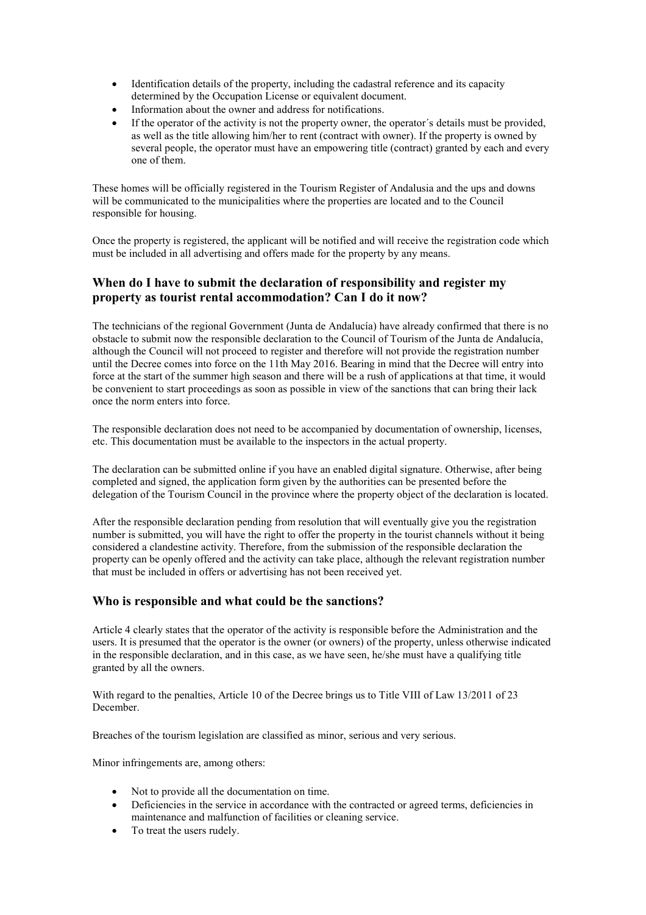- Identification details of the property, including the cadastral reference and its capacity determined by the Occupation License or equivalent document.
- Information about the owner and address for notifications.
- If the operator of the activity is not the property owner, the operator´s details must be provided, as well as the title allowing him/her to rent (contract with owner). If the property is owned by several people, the operator must have an empowering title (contract) granted by each and every one of them.

These homes will be officially registered in the Tourism Register of Andalusia and the ups and downs will be communicated to the municipalities where the properties are located and to the Council responsible for housing.

Once the property is registered, the applicant will be notified and will receive the registration code which must be included in all advertising and offers made for the property by any means.

### When do I have to submit the declaration of responsibility and register my property as tourist rental accommodation? Can I do it now?

The technicians of the regional Government (Junta de Andalucía) have already confirmed that there is no obstacle to submit now the responsible declaration to the Council of Tourism of the Junta de Andalucía, although the Council will not proceed to register and therefore will not provide the registration number until the Decree comes into force on the 11th May 2016. Bearing in mind that the Decree will entry into force at the start of the summer high season and there will be a rush of applications at that time, it would be convenient to start proceedings as soon as possible in view of the sanctions that can bring their lack once the norm enters into force.

The responsible declaration does not need to be accompanied by documentation of ownership, licenses, etc. This documentation must be available to the inspectors in the actual property.

The declaration can be submitted online if you have an enabled digital signature. Otherwise, after being completed and signed, the application form given by the authorities can be presented before the delegation of the Tourism Council in the province where the property object of the declaration is located.

After the responsible declaration pending from resolution that will eventually give you the registration number is submitted, you will have the right to offer the property in the tourist channels without it being considered a clandestine activity. Therefore, from the submission of the responsible declaration the property can be openly offered and the activity can take place, although the relevant registration number that must be included in offers or advertising has not been received yet.

### Who is responsible and what could be the sanctions?

Article 4 clearly states that the operator of the activity is responsible before the Administration and the users. It is presumed that the operator is the owner (or owners) of the property, unless otherwise indicated in the responsible declaration, and in this case, as we have seen, he/she must have a qualifying title granted by all the owners.

With regard to the penalties, Article 10 of the Decree brings us to Title VIII of Law 13/2011 of 23 December.

Breaches of the tourism legislation are classified as minor, serious and very serious.

Minor infringements are, among others:

- Not to provide all the documentation on time.
- Deficiencies in the service in accordance with the contracted or agreed terms, deficiencies in maintenance and malfunction of facilities or cleaning service.
- To treat the users rudely.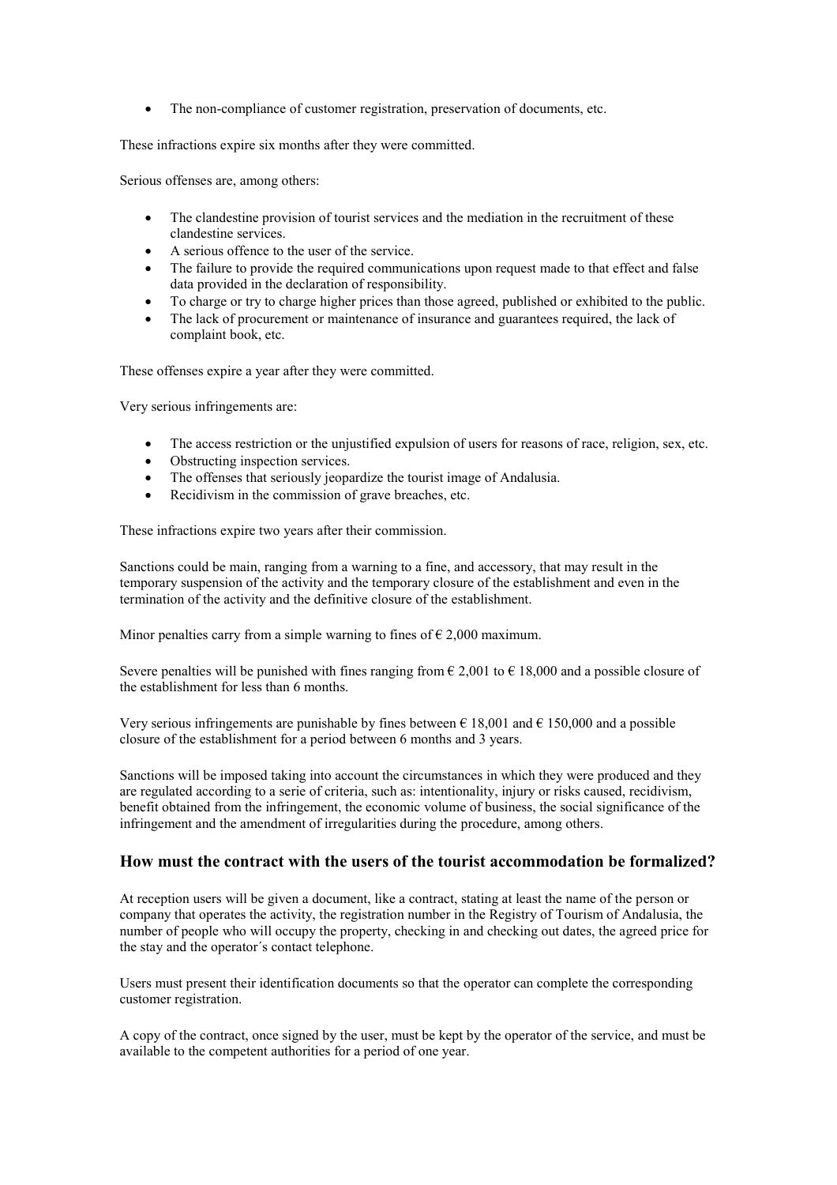- The non-compliance of customer registration, preservation of documents, etc.

These infractions expire six months after they were committed.

Serious offenses are, among others:

- The clandestine provision of tourist services and the mediation in the recruitment of these clandestine services.
- A serious offence to the user of the service.
- The failure to provide the required communications upon request made to that effect and false data provided in the declaration of responsibility.
- To charge or try to charge higher prices than those agreed, published or exhibited to the public.
- The lack of procurement or maintenance of insurance and guarantees required, the lack of complaint book, etc.

These offenses expire a year after they were committed.

Very serious infringements are:

- The access restriction or the unjustified expulsion of users for reasons of race, religion, sex, etc.
- Obstructing inspection services.
- The offenses that seriously jeopardize the tourist image of Andalusia.
- Recidivism in the commission of grave breaches, etc.

These infractions expire two years after their commission.

Sanctions could be main, ranging from a warning to a fine, and accessory, that may result in the temporary suspension of the activity and the temporary closure of the establishment and even in the termination of the activity and the definitive closure of the establishment.

Minor penalties carry from a simple warning to fines of € 2,000 maximum.

Severe penalties will be punished with fines ranging from € 2,001 to € 18,000 and a possible closure of the establishment for less than 6 months.

Very serious infringements are punishable by fines between € 18,001 and € 150,000 and a possible closure of the establishment for a period between 6 months and 3 years.

Sanctions will be imposed taking into account the circumstances in which they were produced and they are regulated according to a serie of criteria, such as: intentionality, injury or risks caused, recidivism, benefit obtained from the infringement, the economic volume of business, the social significance of the infringement and the amendment of irregularities during the procedure, among others.

## How must the contract with the users of the tourist accommodation be formalized?

At reception users will be given a document, like a contract, stating at least the name of the person or company that operates the activity, the registration number in the Registry of Tourism of Andalusia, the number of people who will occupy the property, checking in and checking out dates, the agreed price for the stay and the operator´s contact telephone.

Users must present their identification documents so that the operator can complete the corresponding customer registration.

A copy of the contract, once signed by the user, must be kept by the operator of the service, and must be available to the competent authorities for a period of one year.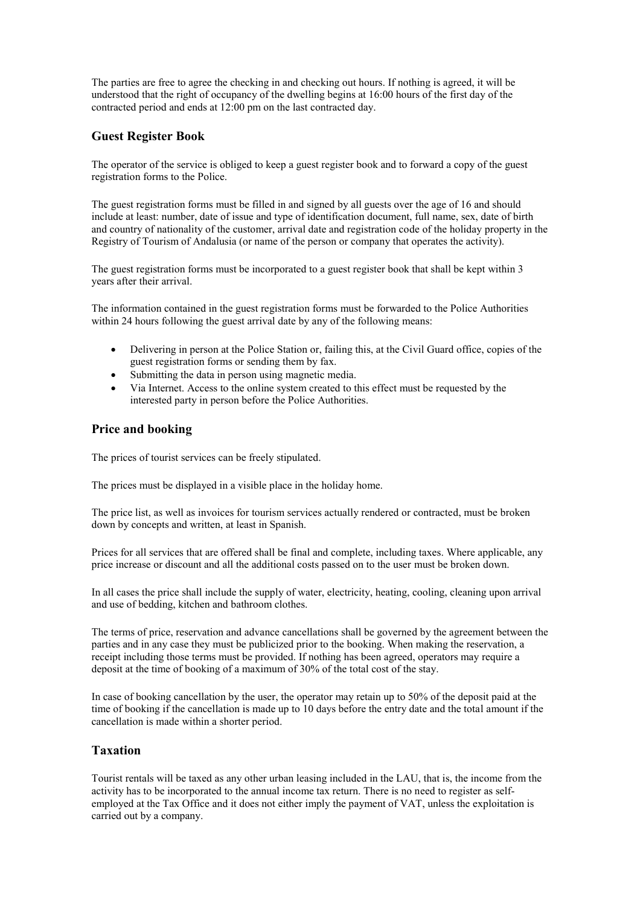The parties are free to agree the checking in and checking out hours. If nothing is agreed, it will be understood that the right of occupancy of the dwelling begins at 16:00 hours of the first day of the contracted period and ends at 12:00 pm on the last contracted day.

## Guest Register Book

The operator of the service is obliged to keep a guest register book and to forward a copy of the guest registration forms to the Police.

The guest registration forms must be filled in and signed by all guests over the age of 16 and should include at least: number, date of issue and type of identification document, full name, sex, date of birth and country of nationality of the customer, arrival date and registration code of the holiday property in the Registry of Tourism of Andalusia (or name of the person or company that operates the activity).

The guest registration forms must be incorporated to a guest register book that shall be kept within 3 years after their arrival.

The information contained in the guest registration forms must be forwarded to the Police Authorities within 24 hours following the guest arrival date by any of the following means:

- Delivering in person at the Police Station or, failing this, at the Civil Guard office, copies of the guest registration forms or sending them by fax.
- Submitting the data in person using magnetic media.
- Via Internet. Access to the online system created to this effect must be requested by the interested party in person before the Police Authorities.

## Price and booking

The prices of tourist services can be freely stipulated.

The prices must be displayed in a visible place in the holiday home.

The price list, as well as invoices for tourism services actually rendered or contracted, must be broken down by concepts and written, at least in Spanish.

Prices for all services that are offered shall be final and complete, including taxes. Where applicable, any price increase or discount and all the additional costs passed on to the user must be broken down.

In all cases the price shall include the supply of water, electricity, heating, cooling, cleaning upon arrival and use of bedding, kitchen and bathroom clothes.

The terms of price, reservation and advance cancellations shall be governed by the agreement between the parties and in any case they must be publicized prior to the booking. When making the reservation, a receipt including those terms must be provided. If nothing has been agreed, operators may require a deposit at the time of booking of a maximum of 30% of the total cost of the stay.

In case of booking cancellation by the user, the operator may retain up to 50% of the deposit paid at the time of booking if the cancellation is made up to 10 days before the entry date and the total amount if the cancellation is made within a shorter period.

## Taxation

Tourist rentals will be taxed as any other urban leasing included in the LAU, that is, the income from the activity has to be incorporated to the annual income tax return. There is no need to register as self-employed at the Tax Office and it does not either imply the payment of VAT, unless the exploitation is carried out by a company.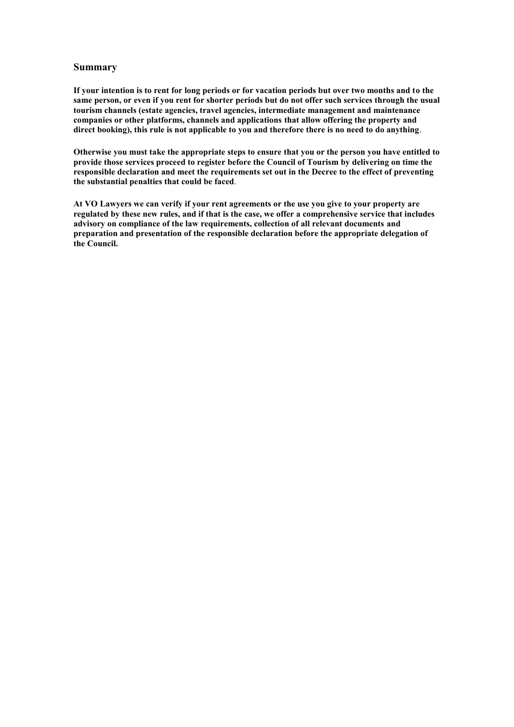## Summary

**If your intention is to rent for long periods or for vacation periods but over two months and to the same person, or even if you rent for shorter periods but do not offer such services through the usual tourism channels (estate agencies, travel agencies, intermediate management and maintenance companies or other platforms, channels and applications that allow offering the property and direct booking), this rule is not applicable to you and therefore there is no need to do anything**.

**Otherwise you must take the appropriate steps to ensure that you or the person you have entitled to provide those services proceed to register before the Council of Tourism by delivering on time the responsible declaration and meet the requirements set out in the Decree to the effect of preventing the substantial penalties that could be faced**.

**At VO Lawyers we can verify if your rent agreements or the use you give to your property are regulated by these new rules, and if that is the case, we offer a comprehensive service that includes advisory on compliance of the law requirements, collection of all relevant documents and preparation and presentation of the responsible declaration before the appropriate delegation of the Council.**